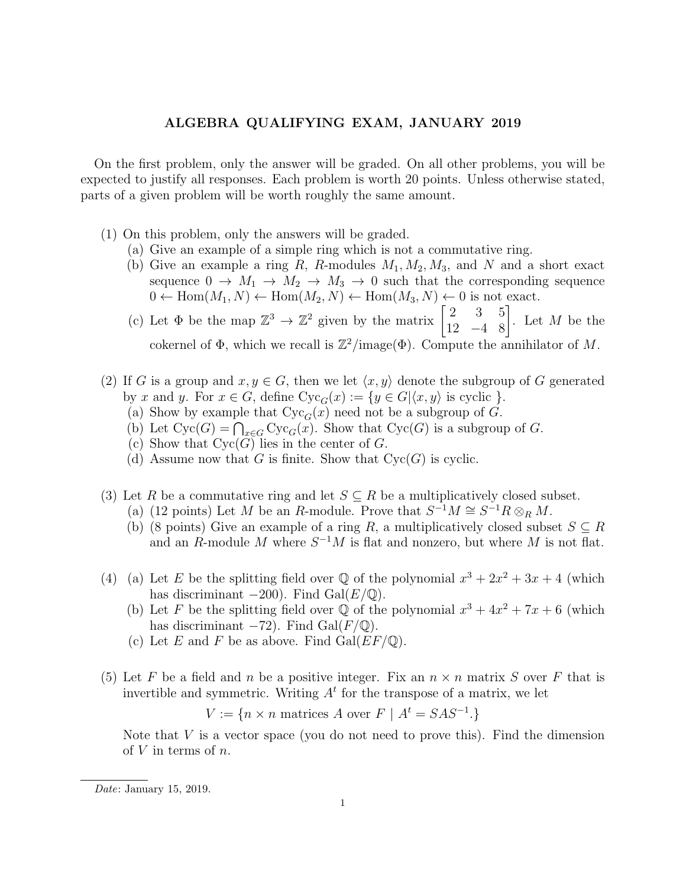# ALGEBRA QUALIFYING EXAM, JANUARY 2019

On the first problem, only the answer will be graded. On all other problems, you will be expected to justify all responses. Each problem is worth 20 points. Unless otherwise stated, parts of a given problem will be worth roughly the same amount.

(1) On this problem, only the answers will be graded.
  (a) Give an example of a simple ring which is not a commutative ring.
  (b) Give an example a ring $R$, $R$-modules $M_1, M_2, M_3$, and $N$ and a short exact sequence $0 \to M_1 \to M_2 \to M_3 \to 0$ such that the corresponding sequence $0 \leftarrow \mathrm{Hom}(M_1, N) \leftarrow \mathrm{Hom}(M_2, N) \leftarrow \mathrm{Hom}(M_3, N) \leftarrow 0$ is not exact.
  (c) Let $\Phi$ be the map $\mathbb{Z}^3 \to \mathbb{Z}^2$ given by the matrix $\begin{bmatrix} 2 & 3 & 5 \\ 12 & -4 & 8 \end{bmatrix}$. Let $M$ be the cokernel of $\Phi$, which we recall is $\mathbb{Z}^2/\mathrm{image}(\Phi)$. Compute the annihilator of $M$.

(2) If $G$ is a group and $x, y \in G$, then we let $\langle x, y \rangle$ denote the subgroup of $G$ generated by $x$ and $y$. For $x \in G$, define $\mathrm{Cyc}_G(x) := \{y \in G | \langle x, y \rangle \text{ is cyclic }\}$.
  (a) Show by example that $\mathrm{Cyc}_G(x)$ need not be a subgroup of $G$.
  (b) Let $\mathrm{Cyc}(G) = \bigcap_{x \in G} \mathrm{Cyc}_G(x)$. Show that $\mathrm{Cyc}(G)$ is a subgroup of $G$.
  (c) Show that $\mathrm{Cyc}(G)$ lies in the center of $G$.
  (d) Assume now that $G$ is finite. Show that $\mathrm{Cyc}(G)$ is cyclic.

(3) Let $R$ be a commutative ring and let $S \subseteq R$ be a multiplicatively closed subset.
  (a) (12 points) Let $M$ be an $R$-module. Prove that $S^{-1}M \cong S^{-1}R \otimes_R M$.
  (b) (8 points) Give an example of a ring $R$, a multiplicatively closed subset $S \subseteq R$ and an $R$-module $M$ where $S^{-1}M$ is flat and nonzero, but where $M$ is not flat.

(4) (a) Let $E$ be the splitting field over $\mathbb{Q}$ of the polynomial $x^3 + 2x^2 + 3x + 4$ (which has discriminant $-200$). Find $\mathrm{Gal}(E/\mathbb{Q})$.
  (b) Let $F$ be the splitting field over $\mathbb{Q}$ of the polynomial $x^3 + 4x^2 + 7x + 6$ (which has discriminant $-72$). Find $\mathrm{Gal}(F/\mathbb{Q})$.
  (c) Let $E$ and $F$ be as above. Find $\mathrm{Gal}(EF/\mathbb{Q})$.

(5) Let $F$ be a field and $n$ be a positive integer. Fix an $n \times n$ matrix $S$ over $F$ that is invertible and symmetric. Writing $A^t$ for the transpose of a matrix, we let

$$V := \{n \times n \text{ matrices } A \text{ over } F \mid A^t = SAS^{-1}.\}$$

Note that $V$ is a vector space (you do not need to prove this). Find the dimension of $V$ in terms of $n$.

---

*Date*: January 15, 2019.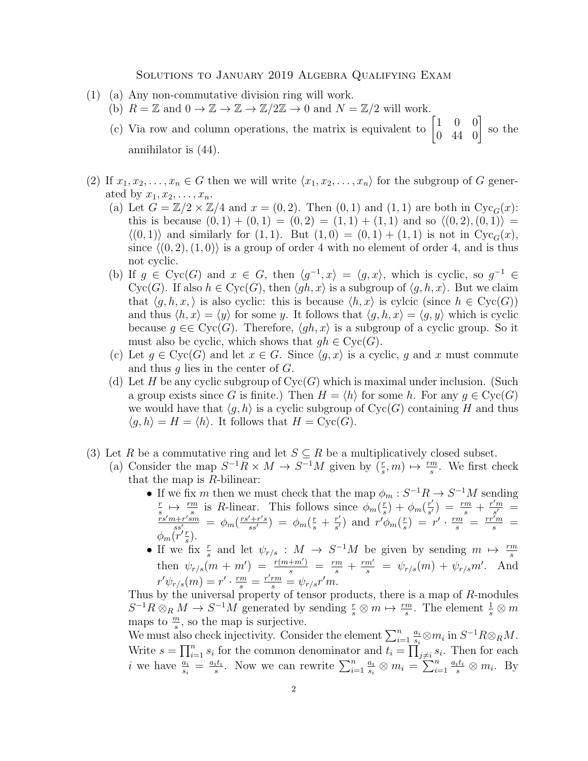# Solutions to January 2019 Algebra Qualifying Exam

(1) (a) Any non-commutative division ring will work.

(b) $R = \mathbb{Z}$ and $0 \to \mathbb{Z} \to \mathbb{Z} \to \mathbb{Z}/2\mathbb{Z} \to 0$ and $N = \mathbb{Z}/2$ will work.

(c) Via row and column operations, the matrix is equivalent to $\begin{bmatrix} 1 & 0 & 0 \\ 0 & 44 & 0 \end{bmatrix}$ so the annihilator is $(44)$.

(2) If $x_1, x_2, \ldots, x_n \in G$ then we will write $\langle x_1, x_2, \ldots, x_n \rangle$ for the subgroup of $G$ generated by $x_1, x_2, \ldots, x_n$.

(a) Let $G = \mathbb{Z}/2 \times \mathbb{Z}/4$ and $x = (0, 2)$. Then $(0,1)$ and $(1,1)$ are both in $\text{Cyc}_G(x)$: this is because $(0,1) + (0,1) = (0,2) = (1,1) + (1,1)$ and so $\langle (0,2), (0,1) \rangle = \langle (0,1) \rangle$ and similarly for $(1,1)$. But $(1,0) = (0,1) + (1,1)$ is not in $\text{Cyc}_G(x)$, since $\langle (0,2), (1,0) \rangle$ is a group of order 4 with no element of order 4, and is thus not cyclic.

(b) If $g \in \text{Cyc}(G)$ and $x \in G$, then $\langle g^{-1}, x \rangle = \langle g, x \rangle$, which is cyclic, so $g^{-1} \in \text{Cyc}(G)$. If also $h \in \text{Cyc}(G)$, then $\langle gh, x \rangle$ is a subgroup of $\langle g, h, x \rangle$. But we claim that $\langle g, h, x, \rangle$ is also cyclic: this is because $\langle h, x \rangle$ is cylcic (since $h \in \text{Cyc}(G)$) and thus $\langle h, x \rangle = \langle y \rangle$ for some $y$. It follows that $\langle g, h, x \rangle = \langle g, y \rangle$ which is cyclic because $g \in\in \text{Cyc}(G)$. Therefore, $\langle gh, x \rangle$ is a subgroup of a cyclic group. So it must also be cyclic, which shows that $gh \in \text{Cyc}(G)$.

(c) Let $g \in \text{Cyc}(G)$ and let $x \in G$. Since $\langle g, x \rangle$ is a cyclic, $g$ and $x$ must commute and thus $g$ lies in the center of $G$.

(d) Let $H$ be any cyclic subgroup of $\text{Cyc}(G)$ which is maximal under inclusion. (Such a group exists since $G$ is finite.) Then $H = \langle h \rangle$ for some $h$. For any $g \in \text{Cyc}(G)$ we would have that $\langle g, h \rangle$ is a cyclic subgroup of $\text{Cyc}(G)$ containing $H$ and thus $\langle g, h \rangle = H = \langle h \rangle$. It follows that $H = \text{Cyc}(G)$.

(3) Let $R$ be a commutative ring and let $S \subseteq R$ be a multiplicatively closed subset.

(a) Consider the map $S^{-1}R \times M \to S^{-1}M$ given by $(\frac{r}{s}, m) \mapsto \frac{rm}{s}$. We first check that the map is $R$-bilinear:

- If we fix $m$ then we must check that the map $\phi_m : S^{-1}R \to S^{-1}M$ sending $\frac{r}{s} \mapsto \frac{rm}{s}$ is $R$-linear. This follows since $\phi_m(\frac{r}{s}) + \phi_m(\frac{r'}{s'}) = \frac{rm}{s} + \frac{r'm}{s'} = \frac{rs'm + r'sm}{ss'} = \phi_m(\frac{rs'+r's}{ss'}) = \phi_m(\frac{r}{s} + \frac{r'}{s'})$ and $r'\phi_m(\frac{r}{s}) = r' \cdot \frac{rm}{s} = \frac{rr'm}{s} = \phi_m(r'\frac{r}{s})$.
- If we fix $\frac{r}{s}$ and let $\psi_{r/s} : M \to S^{-1}M$ be given by sending $m \mapsto \frac{rm}{s}$ then $\psi_{r/s}(m + m') = \frac{r(m+m')}{s} = \frac{rm}{s} + \frac{rm'}{s} = \psi_{r/s}(m) + \psi_{r/s}m'$. And $r'\psi_{r/s}(m) = r' \cdot \frac{rm}{s} = \frac{r'rm}{s} = \psi_{r/s}r'm$.

Thus by the universal property of tensor products, there is a map of $R$-modules $S^{-1}R \otimes_R M \to S^{-1}M$ generated by sending $\frac{r}{s} \otimes m \mapsto \frac{rm}{s}$. The element $\frac{1}{s} \otimes m$ maps to $\frac{m}{s}$, so the map is surjective.

We must also check injectivity. Consider the element $\sum_{i=1}^n \frac{a_i}{s_i} \otimes m_i$ in $S^{-1}R \otimes_R M$. Write $s = \prod_{i=1}^n s_i$ for the common denominator and $t_i = \prod_{j \neq i} s_i$. Then for each $i$ we have $\frac{a_i}{s_i} = \frac{a_i t_i}{s}$. Now we can rewrite $\sum_{i=1}^n \frac{a_i}{s_i} \otimes m_i = \sum_{i=1}^n \frac{a_i t_i}{s} \otimes m_i$. By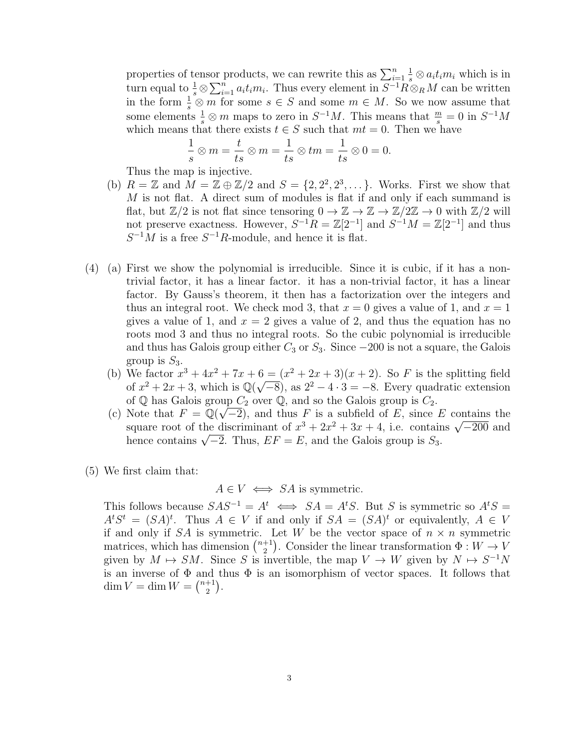properties of tensor products, we can rewrite this as $\sum_{i=1}^n \frac{1}{s} \otimes a_i t_i m_i$ which is in turn equal to $\frac{1}{s} \otimes \sum_{i=1}^n a_i t_i m_i$. Thus every element in $S^{-1}R \otimes_R M$ can be written in the form $\frac{1}{s} \otimes m$ for some $s \in S$ and some $m \in M$. So we now assume that some elements $\frac{1}{s} \otimes m$ maps to zero in $S^{-1}M$. This means that $\frac{m}{s} = 0$ in $S^{-1}M$ which means that there exists $t \in S$ such that $mt = 0$. Then we have

$$\frac{1}{s} \otimes m = \frac{t}{ts} \otimes m = \frac{1}{ts} \otimes tm = \frac{1}{ts} \otimes 0 = 0.$$

Thus the map is injective.

(b) $R = \mathbb{Z}$ and $M = \mathbb{Z} \oplus \mathbb{Z}/2$ and $S = \{2, 2^2, 2^3, \dots\}$. Works. First we show that $M$ is not flat. A direct sum of modules is flat if and only if each summand is flat, but $\mathbb{Z}/2$ is not flat since tensoring $0 \to \mathbb{Z} \to \mathbb{Z} \to \mathbb{Z}/2\mathbb{Z} \to 0$ with $\mathbb{Z}/2$ will not preserve exactness. However, $S^{-1}R = \mathbb{Z}[2^{-1}]$ and $S^{-1}M = \mathbb{Z}[2^{-1}]$ and thus $S^{-1}M$ is a free $S^{-1}R$-module, and hence it is flat.

(4) (a) First we show the polynomial is irreducible. Since it is cubic, if it has a non-trivial factor, it has a linear factor. it has a non-trivial factor, it has a linear factor. By Gauss's theorem, it then has a factorization over the integers and thus an integral root. We check mod 3, that $x = 0$ gives a value of 1, and $x = 1$ gives a value of 1, and $x = 2$ gives a value of 2, and thus the equation has no roots mod 3 and thus no integral roots. So the cubic polynomial is irreducible and thus has Galois group either $C_3$ or $S_3$. Since $-200$ is not a square, the Galois group is $S_3$.

(b) We factor $x^3 + 4x^2 + 7x + 6 = (x^2 + 2x + 3)(x + 2)$. So $F$ is the splitting field of $x^2 + 2x + 3$, which is $\mathbb{Q}(\sqrt{-8})$, as $2^2 - 4 \cdot 3 = -8$. Every quadratic extension of $\mathbb{Q}$ has Galois group $C_2$ over $\mathbb{Q}$, and so the Galois group is $C_2$.

(c) Note that $F = \mathbb{Q}(\sqrt{-2})$, and thus $F$ is a subfield of $E$, since $E$ contains the square root of the discriminant of $x^3 + 2x^2 + 3x + 4$, i.e. contains $\sqrt{-200}$ and hence contains $\sqrt{-2}$. Thus, $EF = E$, and the Galois group is $S_3$.

(5) We first claim that:

$$A \in V \iff SA \text{ is symmetric.}$$

This follows because $SAS^{-1} = A^t \iff SA = A^t S$. But $S$ is symmetric so $A^t S = A^t S^t = (SA)^t$. Thus $A \in V$ if and only if $SA = (SA)^t$ or equivalently, $A \in V$ if and only if $SA$ is symmetric. Let $W$ be the vector space of $n \times n$ symmetric matrices, which has dimension $\binom{n+1}{2}$. Consider the linear transformation $\Phi : W \to V$ given by $M \mapsto SM$. Since $S$ is invertible, the map $V \to W$ given by $N \mapsto S^{-1}N$ is an inverse of $\Phi$ and thus $\Phi$ is an isomorphism of vector spaces. It follows that $\dim V = \dim W = \binom{n+1}{2}$.